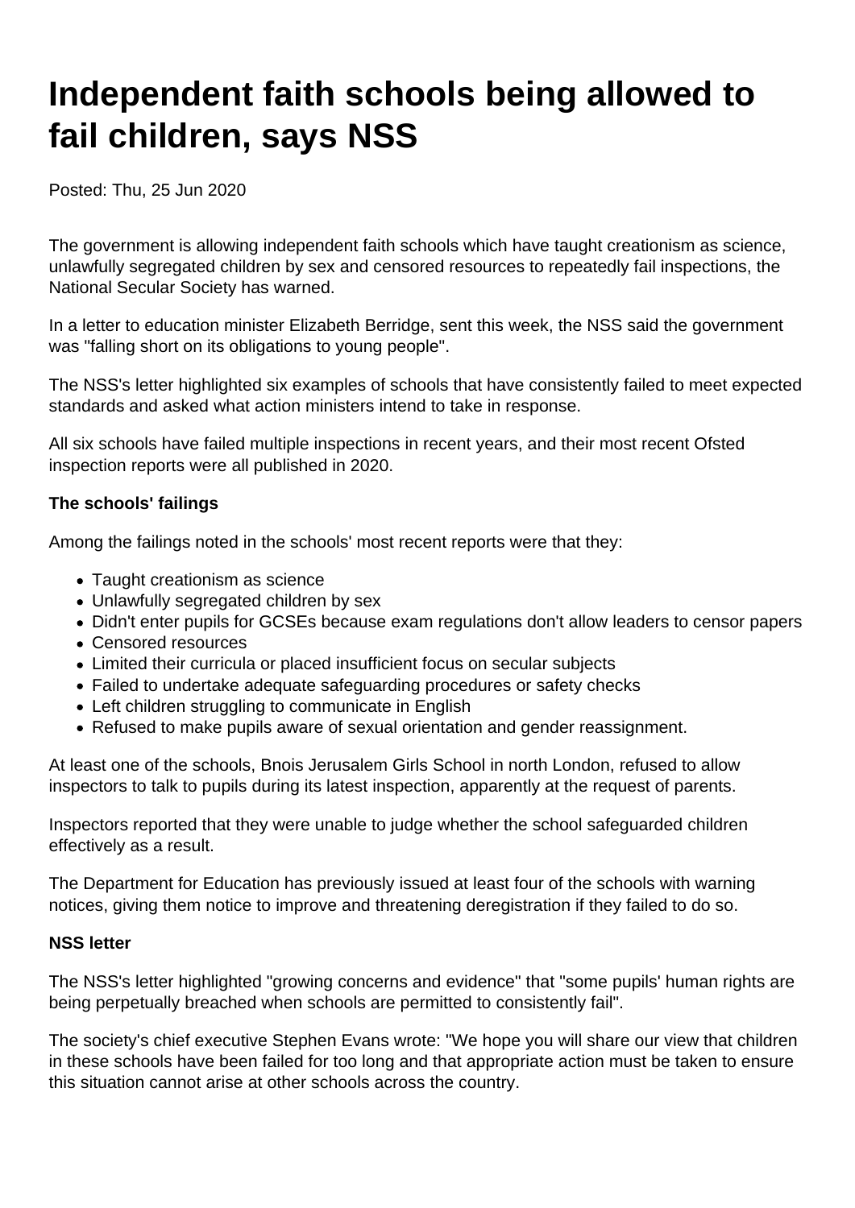# Independent faith schools being allowed to fail children, says NSS

Posted: Thu, 25 Jun 2020

The government is allowing independent faith schools which have taught creationism as science, unlawfully segregated children by sex and censored resources to repeatedly fail inspections, the National Secular Society has warned.

In a letter to education minister Elizabeth Berridge, sent this week, the NSS said the government was "falling short on its obligations to young people".

The NSS's letter highlighted six examples of schools that have consistently failed to meet expected standards and asked what action ministers intend to take in response.

All six schools have failed multiple inspections in recent years, and their most recent Ofsted inspection reports were all published in 2020.

**The schools' failings**

Among the failings noted in the schools' most recent reports were that they:

- Taught creationism as science
- Unlawfully segregated children by sex
- Didn't enter pupils for GCSEs because exam regulations don't allow leaders to censor papers
- Censored resources
- Limited their curricula or placed insufficient focus on secular subjects
- Failed to undertake adequate safeguarding procedures or safety checks
- Left children struggling to communicate in English
- Refused to make pupils aware of sexual orientation and gender reassignment.

At least one of the schools, Bnois Jerusalem Girls School in north London, refused to allow inspectors to talk to pupils during its latest inspection, apparently at the request of parents.

Inspectors reported that they were unable to judge whether the school safeguarded children effectively as a result.

The Department for Education has previously issued at least four of the schools with warning notices, giving them notice to improve and threatening deregistration if they failed to do so.

**NSS letter**

The NSS's letter highlighted "growing concerns and evidence" that "some pupils' human rights are being perpetually breached when schools are permitted to consistently fail".

The society's chief executive Stephen Evans wrote: "We hope you will share our view that children in these schools have been failed for too long and that appropriate action must be taken to ensure this situation cannot arise at other schools across the country.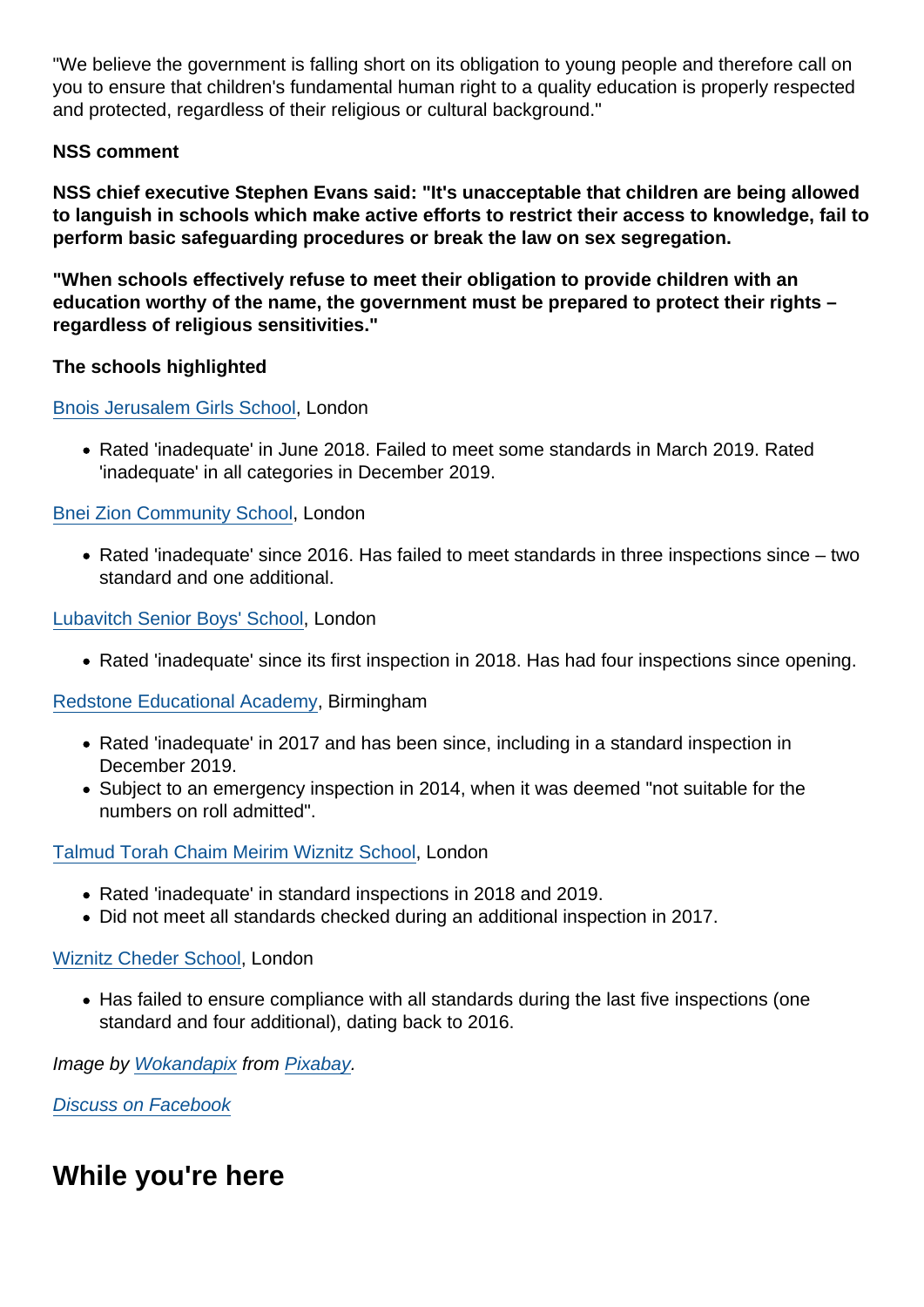"We believe the government is falling short on its obligation to young people and therefore call on you to ensure that children's fundamental human right to a quality education is properly respected and protected, regardless of their religious or cultural background."

**NSS comment**

**NSS chief executive Stephen Evans said: "It's unacceptable that children are being allowed to languish in schools which make active efforts to restrict their access to knowledge, fail to perform basic safeguarding procedures or break the law on sex segregation.**

**"When schools effectively refuse to meet their obligation to provide children with an education worthy of the name, the government must be prepared to protect their rights – regardless of religious sensitivities."**

**The schools highlighted**

Bnois Jerusalem Girls School, London

- Rated 'inadequate' in June 2018. Failed to meet some standards in March 2019. Rated 'inadequate' in all categories in December 2019.

Bnei Zion Community School, London

- Rated 'inadequate' since 2016. Has failed to meet standards in three inspections since – two standard and one additional.

Lubavitch Senior Boys' School, London

- Rated 'inadequate' since its first inspection in 2018. Has had four inspections since opening.

Redstone Educational Academy, Birmingham

- Rated 'inadequate' in 2017 and has been since, including in a standard inspection in December 2019.
- Subject to an emergency inspection in 2014, when it was deemed "not suitable for the numbers on roll admitted".

Talmud Torah Chaim Meirim Wiznitz School, London

- Rated 'inadequate' in standard inspections in 2018 and 2019.
- Did not meet all standards checked during an additional inspection in 2017.

Wiznitz Cheder School, London

- Has failed to ensure compliance with all standards during the last five inspections (one standard and four additional), dating back to 2016.

*Image by Wokandapix from Pixabay.*

*Discuss on Facebook*

## While you're here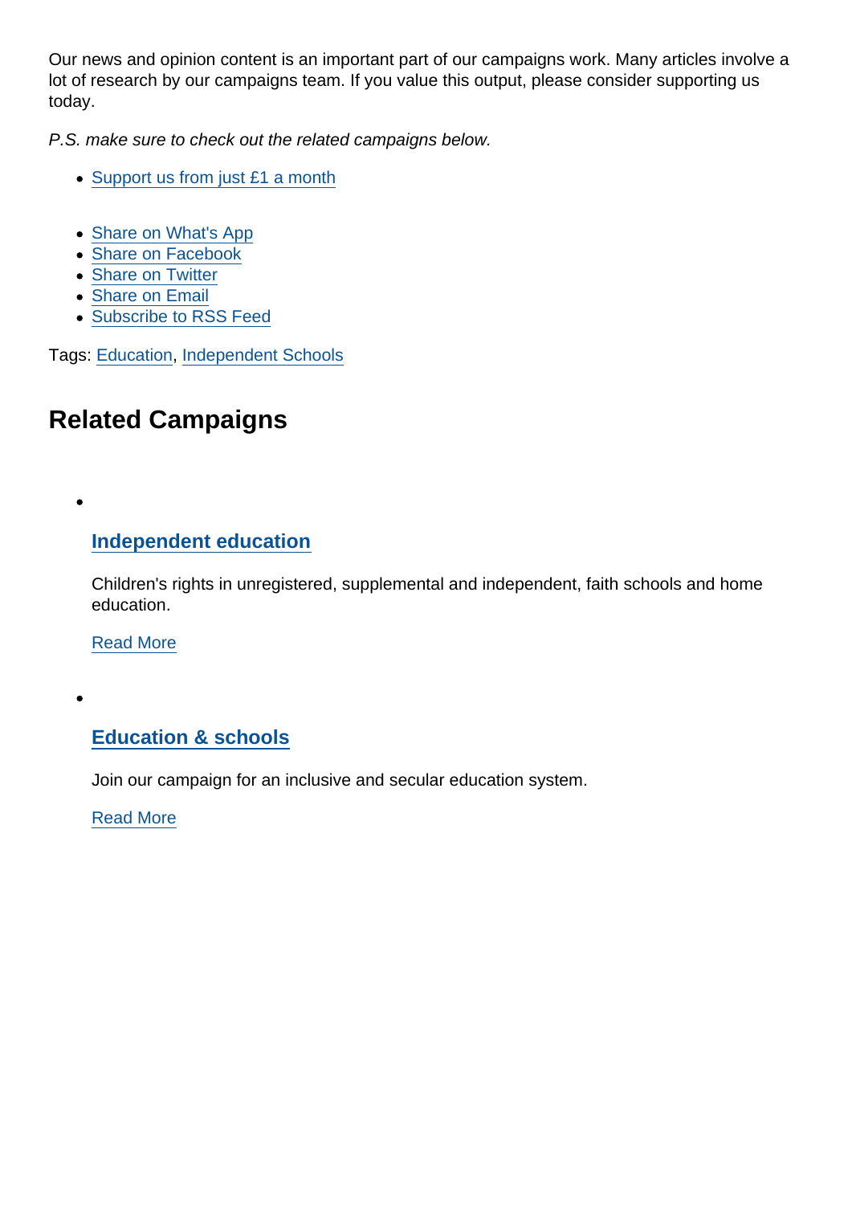Our news and opinion content is an important part of our campaigns work. Many articles involve a lot of research by our campaigns team. If you value this output, please consider supporting us today.

*P.S. make sure to check out the related campaigns below.*

- Support us from just £1 a month

- Share on What's App
- Share on Facebook
- Share on Twitter
- Share on Email
- Subscribe to RSS Feed

Tags: Education, Independent Schools

## Related Campaigns

- ### Independent education

  Children's rights in unregistered, supplemental and independent, faith schools and home education.

  Read More

- ### Education & schools

  Join our campaign for an inclusive and secular education system.

  Read More